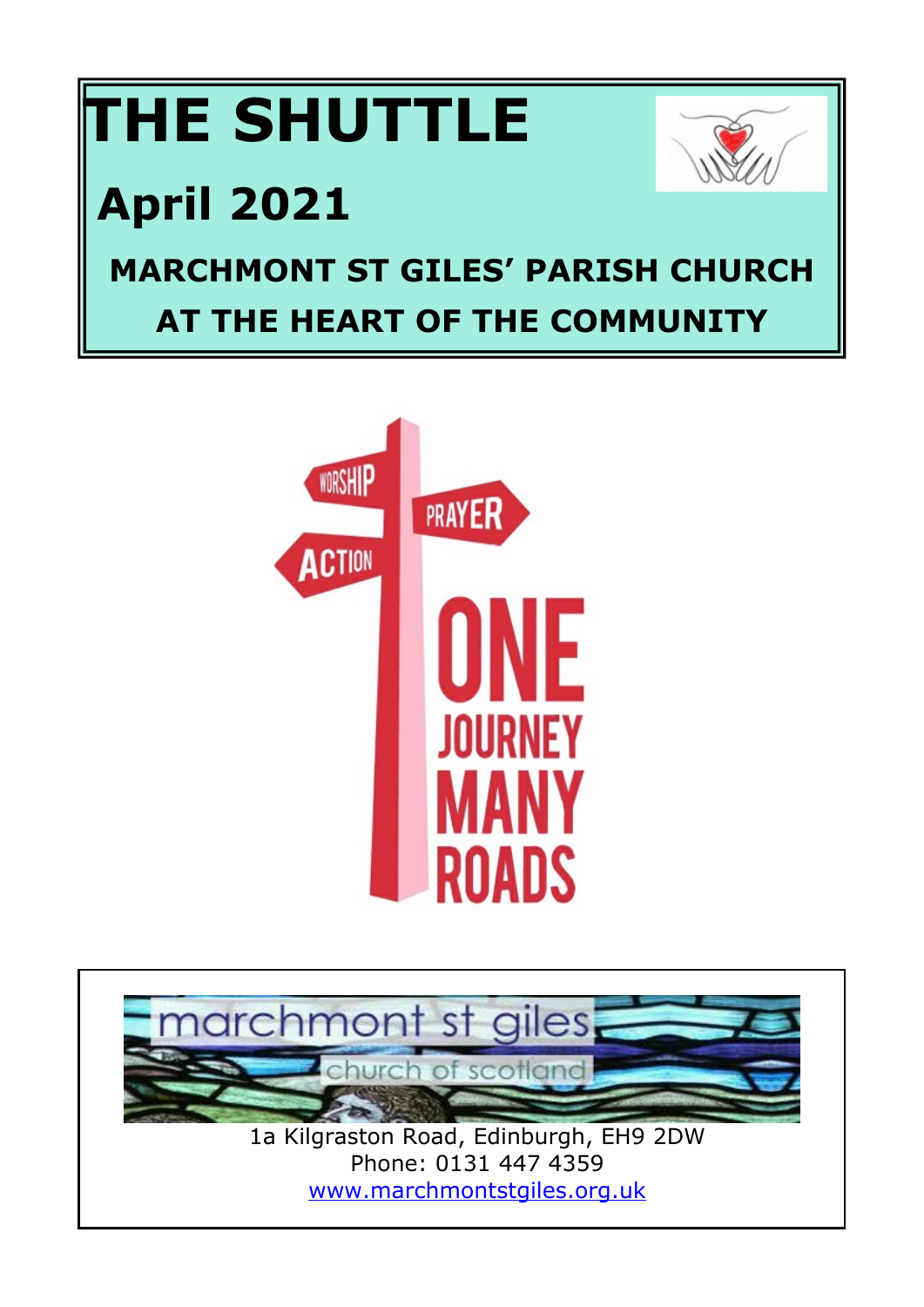# THE SHUTTLE

## April 2021

**MARCHMONT ST GILES' PARISH CHURCH**

**AT THE HEART OF THE COMMUNITY**

WORSHIP

PRAYER

ACTION

ONE JOURNEY MANY ROADS

marchmont st giles

church of scotland

1a Kilgraston Road, Edinburgh, EH9 2DW
Phone: 0131 447 4359
www.marchmontstgiles.org.uk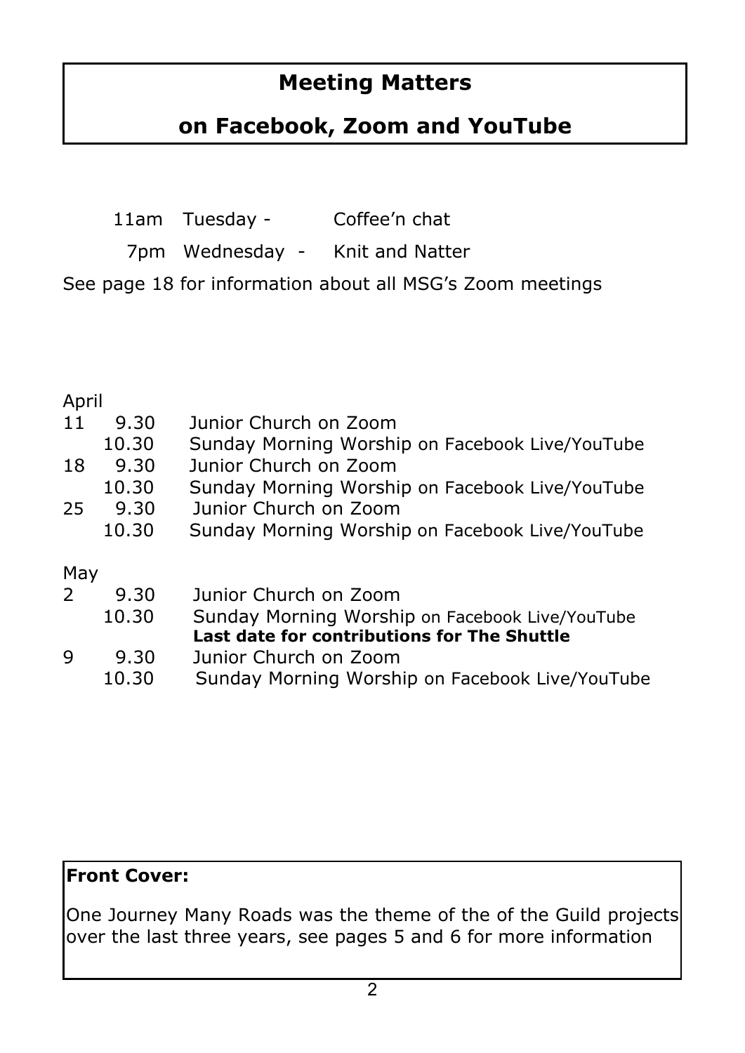## Meeting Matters

## on Facebook, Zoom and YouTube

11am Tuesday - Coffee'n chat

7pm Wednesday - Knit and Natter

See page 18 for information about all MSG's Zoom meetings

April

| | | |
|---|---|---|
| 11 | 9.30 | Junior Church on Zoom |
| | 10.30 | Sunday Morning Worship on Facebook Live/YouTube |
| 18 | 9.30 | Junior Church on Zoom |
| | 10.30 | Sunday Morning Worship on Facebook Live/YouTube |
| 25 | 9.30 | Junior Church on Zoom |
| | 10.30 | Sunday Morning Worship on Facebook Live/YouTube |

May

| | | |
|---|---|---|
| 2 | 9.30 | Junior Church on Zoom |
| | 10.30 | Sunday Morning Worship on Facebook Live/YouTube |
| | | **Last date for contributions for The Shuttle** |
| 9 | 9.30 | Junior Church on Zoom |
| | 10.30 | Sunday Morning Worship on Facebook Live/YouTube |

**Front Cover:**

One Journey Many Roads was the theme of the of the Guild projects over the last three years, see pages 5 and 6 for more information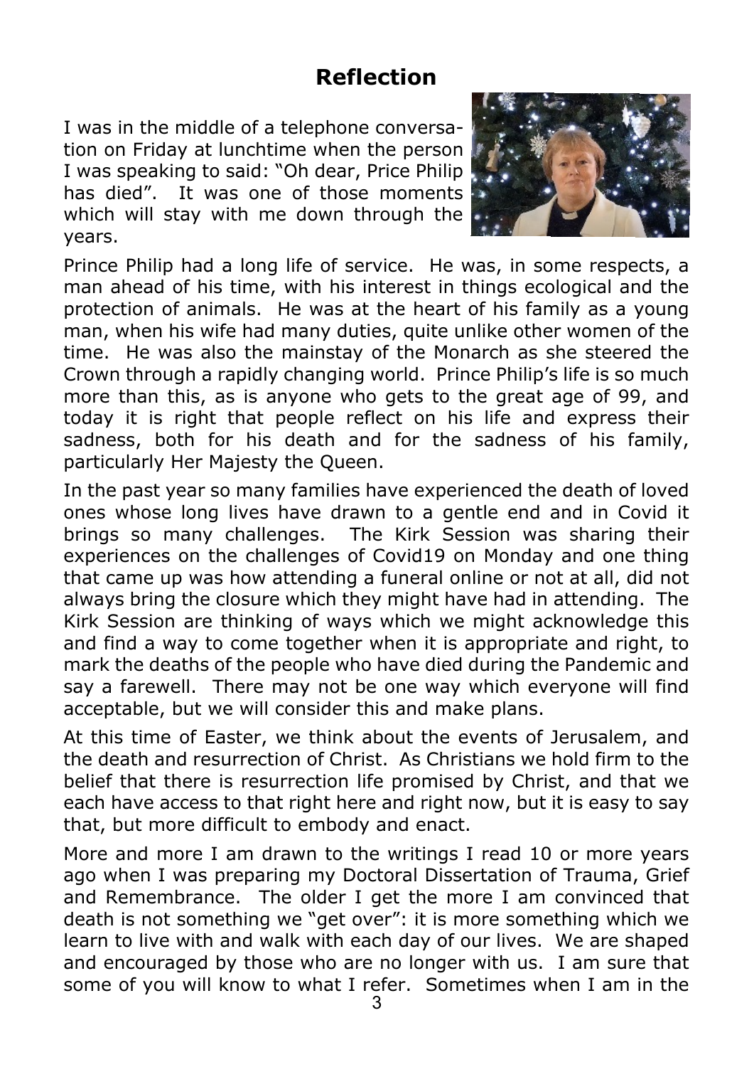## Reflection

I was in the middle of a telephone conversation on Friday at lunchtime when the person I was speaking to said: "Oh dear, Price Philip has died". It was one of those moments which will stay with me down through the years.

Prince Philip had a long life of service. He was, in some respects, a man ahead of his time, with his interest in things ecological and the protection of animals. He was at the heart of his family as a young man, when his wife had many duties, quite unlike other women of the time. He was also the mainstay of the Monarch as she steered the Crown through a rapidly changing world. Prince Philip's life is so much more than this, as is anyone who gets to the great age of 99, and today it is right that people reflect on his life and express their sadness, both for his death and for the sadness of his family, particularly Her Majesty the Queen.

In the past year so many families have experienced the death of loved ones whose long lives have drawn to a gentle end and in Covid it brings so many challenges. The Kirk Session was sharing their experiences on the challenges of Covid19 on Monday and one thing that came up was how attending a funeral online or not at all, did not always bring the closure which they might have had in attending. The Kirk Session are thinking of ways which we might acknowledge this and find a way to come together when it is appropriate and right, to mark the deaths of the people who have died during the Pandemic and say a farewell. There may not be one way which everyone will find acceptable, but we will consider this and make plans.

At this time of Easter, we think about the events of Jerusalem, and the death and resurrection of Christ. As Christians we hold firm to the belief that there is resurrection life promised by Christ, and that we each have access to that right here and right now, but it is easy to say that, but more difficult to embody and enact.

More and more I am drawn to the writings I read 10 or more years ago when I was preparing my Doctoral Dissertation of Trauma, Grief and Remembrance. The older I get the more I am convinced that death is not something we "get over": it is more something which we learn to live with and walk with each day of our lives. We are shaped and encouraged by those who are no longer with us. I am sure that some of you will know to what I refer. Sometimes when I am in the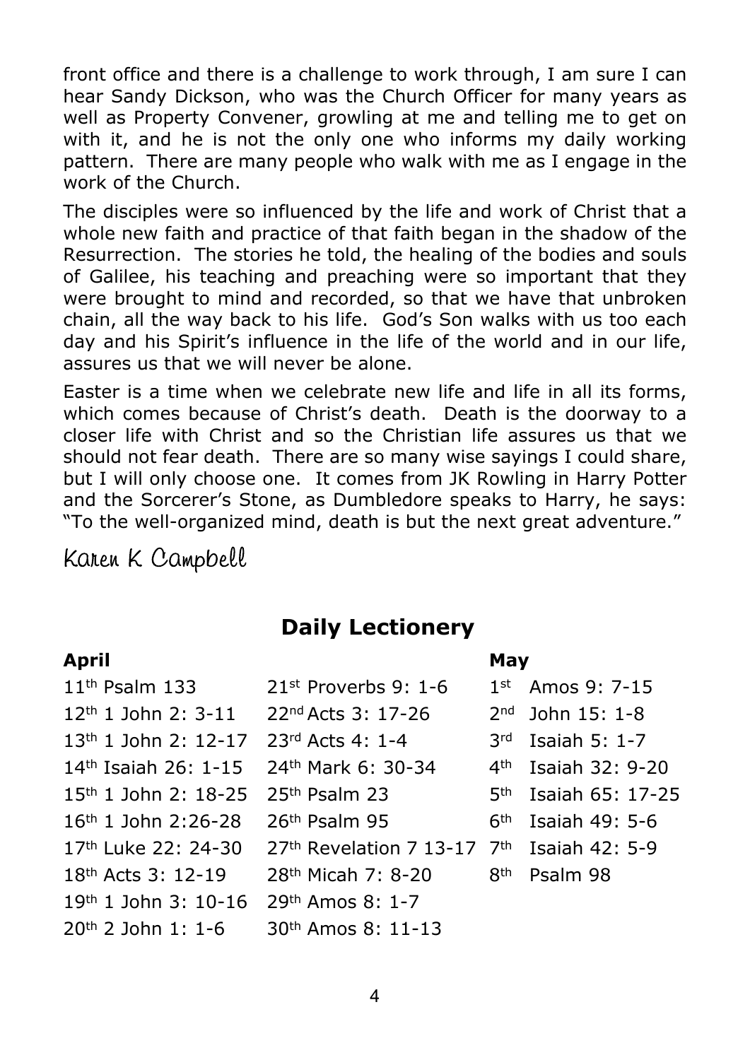front office and there is a challenge to work through, I am sure I can hear Sandy Dickson, who was the Church Officer for many years as well as Property Convener, growling at me and telling me to get on with it, and he is not the only one who informs my daily working pattern. There are many people who walk with me as I engage in the work of the Church.

The disciples were so influenced by the life and work of Christ that a whole new faith and practice of that faith began in the shadow of the Resurrection. The stories he told, the healing of the bodies and souls of Galilee, his teaching and preaching were so important that they were brought to mind and recorded, so that we have that unbroken chain, all the way back to his life. God's Son walks with us too each day and his Spirit's influence in the life of the world and in our life, assures us that we will never be alone.

Easter is a time when we celebrate new life and life in all its forms, which comes because of Christ's death. Death is the doorway to a closer life with Christ and so the Christian life assures us that we should not fear death. There are so many wise sayings I could share, but I will only choose one. It comes from JK Rowling in Harry Potter and the Sorcerer's Stone, as Dumbledore speaks to Harry, he says: "To the well-organized mind, death is but the next great adventure."

Karen K Campbell

## Daily Lectionery

| April | | May |
|---|---|---|
| 11th Psalm 133 | 21st Proverbs 9: 1-6 | 1st Amos 9: 7-15 |
| 12th 1 John 2: 3-11 | 22nd Acts 3: 17-26 | 2nd John 15: 1-8 |
| 13th 1 John 2: 12-17 | 23rd Acts 4: 1-4 | 3rd Isaiah 5: 1-7 |
| 14th Isaiah 26: 1-15 | 24th Mark 6: 30-34 | 4th Isaiah 32: 9-20 |
| 15th 1 John 2: 18-25 | 25th Psalm 23 | 5th Isaiah 65: 17-25 |
| 16th 1 John 2:26-28 | 26th Psalm 95 | 6th Isaiah 49: 5-6 |
| 17th Luke 22: 24-30 | 27th Revelation 7 13-17 | 7th Isaiah 42: 5-9 |
| 18th Acts 3: 12-19 | 28th Micah 7: 8-20 | 8th Psalm 98 |
| 19th 1 John 3: 10-16 | 29th Amos 8: 1-7 | |
| 20th 2 John 1: 1-6 | 30th Amos 8: 11-13 | |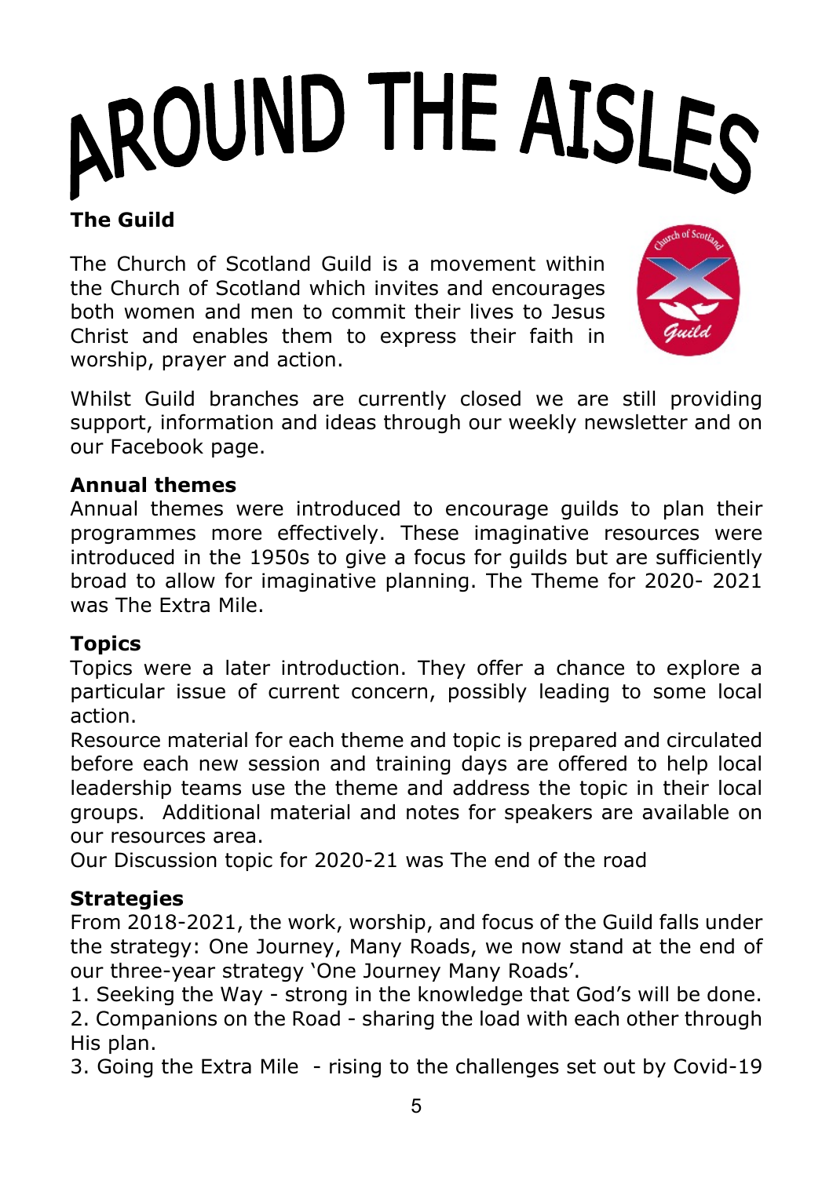# AROUND THE AISLES

## The Guild

The Church of Scotland Guild is a movement within the Church of Scotland which invites and encourages both women and men to commit their lives to Jesus Christ and enables them to express their faith in worship, prayer and action.

Whilst Guild branches are currently closed we are still providing support, information and ideas through our weekly newsletter and on our Facebook page.

### Annual themes

Annual themes were introduced to encourage guilds to plan their programmes more effectively. These imaginative resources were introduced in the 1950s to give a focus for guilds but are sufficiently broad to allow for imaginative planning. The Theme for 2020- 2021 was The Extra Mile.

### Topics

Topics were a later introduction. They offer a chance to explore a particular issue of current concern, possibly leading to some local action.

Resource material for each theme and topic is prepared and circulated before each new session and training days are offered to help local leadership teams use the theme and address the topic in their local groups. Additional material and notes for speakers are available on our resources area.

Our Discussion topic for 2020-21 was The end of the road

### Strategies

From 2018-2021, the work, worship, and focus of the Guild falls under the strategy: One Journey, Many Roads, we now stand at the end of our three-year strategy 'One Journey Many Roads'.

1. Seeking the Way - strong in the knowledge that God's will be done.
2. Companions on the Road - sharing the load with each other through His plan.
3. Going the Extra Mile - rising to the challenges set out by Covid-19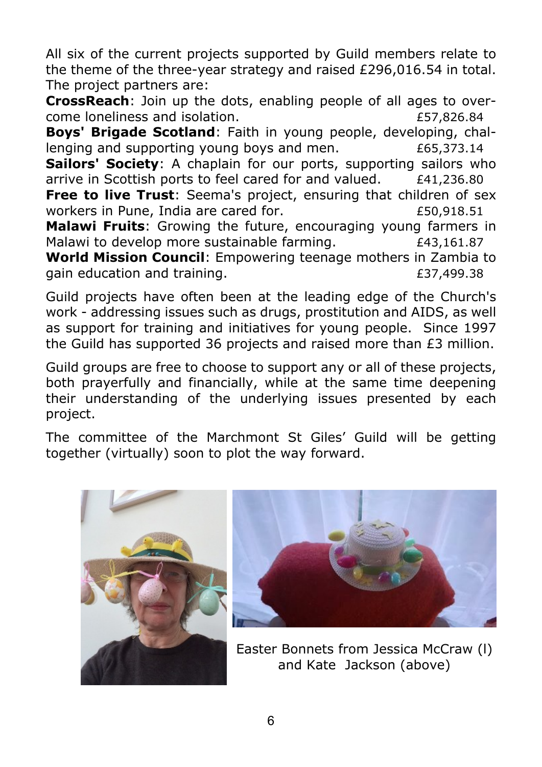All six of the current projects supported by Guild members relate to the theme of the three-year strategy and raised £296,016.54 in total. The project partners are:

**CrossReach**: Join up the dots, enabling people of all ages to overcome loneliness and isolation. £57,826.84

**Boys' Brigade Scotland**: Faith in young people, developing, challenging and supporting young boys and men. £65,373.14

**Sailors' Society**: A chaplain for our ports, supporting sailors who arrive in Scottish ports to feel cared for and valued. £41,236.80

**Free to live Trust**: Seema's project, ensuring that children of sex workers in Pune, India are cared for. £50,918.51

**Malawi Fruits**: Growing the future, encouraging young farmers in Malawi to develop more sustainable farming. £43,161.87

**World Mission Council**: Empowering teenage mothers in Zambia to gain education and training. £37,499.38

Guild projects have often been at the leading edge of the Church's work - addressing issues such as drugs, prostitution and AIDS, as well as support for training and initiatives for young people. Since 1997 the Guild has supported 36 projects and raised more than £3 million.

Guild groups are free to choose to support any or all of these projects, both prayerfully and financially, while at the same time deepening their understanding of the underlying issues presented by each project.

The committee of the Marchmont St Giles' Guild will be getting together (virtually) soon to plot the way forward.

Easter Bonnets from Jessica McCraw (l) and Kate Jackson (above)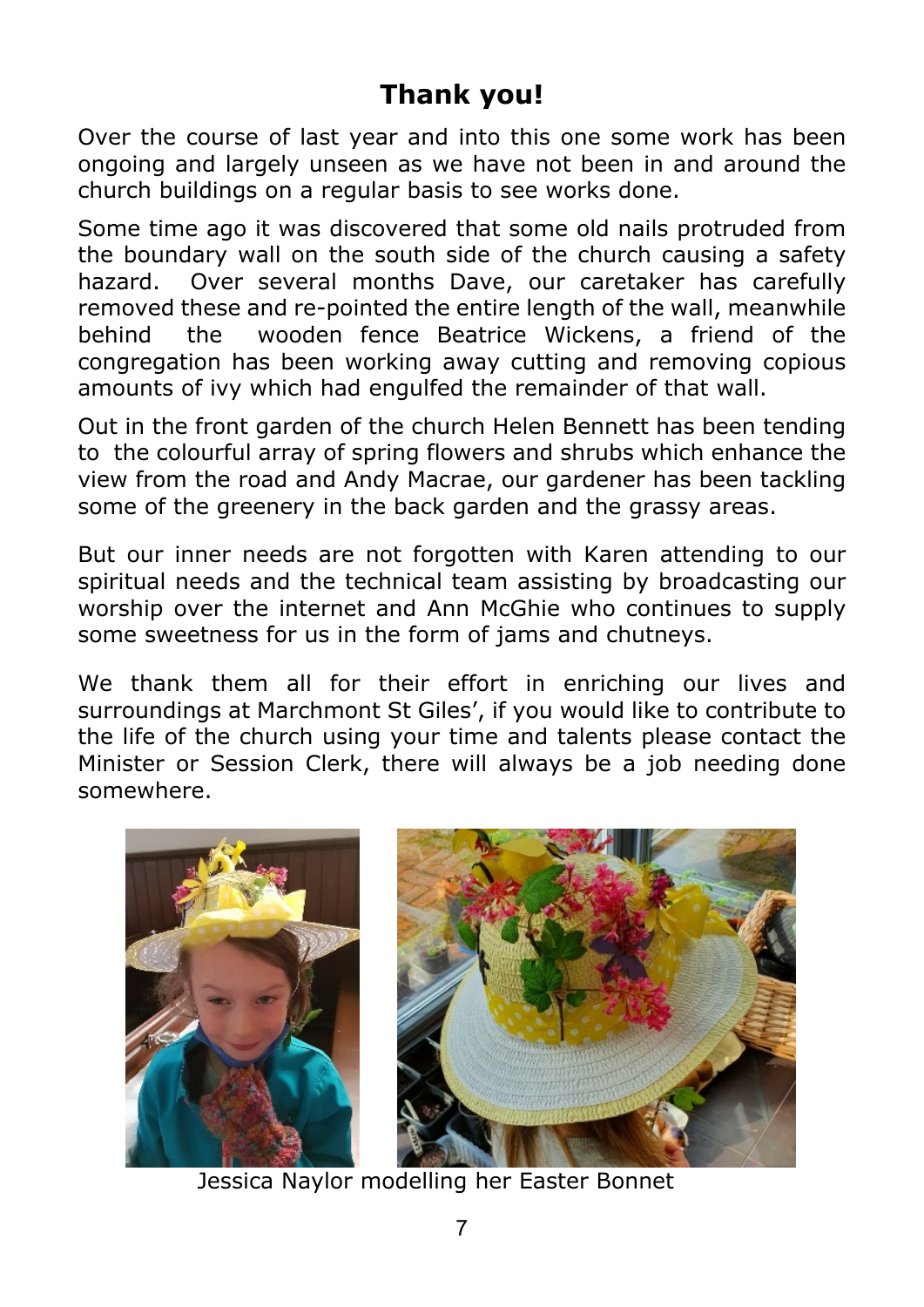# Thank you!

Over the course of last year and into this one some work has been ongoing and largely unseen as we have not been in and around the church buildings on a regular basis to see works done.

Some time ago it was discovered that some old nails protruded from the boundary wall on the south side of the church causing a safety hazard. Over several months Dave, our caretaker has carefully removed these and re-pointed the entire length of the wall, meanwhile behind the wooden fence Beatrice Wickens, a friend of the congregation has been working away cutting and removing copious amounts of ivy which had engulfed the remainder of that wall.

Out in the front garden of the church Helen Bennett has been tending to the colourful array of spring flowers and shrubs which enhance the view from the road and Andy Macrae, our gardener has been tackling some of the greenery in the back garden and the grassy areas.

But our inner needs are not forgotten with Karen attending to our spiritual needs and the technical team assisting by broadcasting our worship over the internet and Ann McGhie who continues to supply some sweetness for us in the form of jams and chutneys.

We thank them all for their effort in enriching our lives and surroundings at Marchmont St Giles', if you would like to contribute to the life of the church using your time and talents please contact the Minister or Session Clerk, there will always be a job needing done somewhere.

Jessica Naylor modelling her Easter Bonnet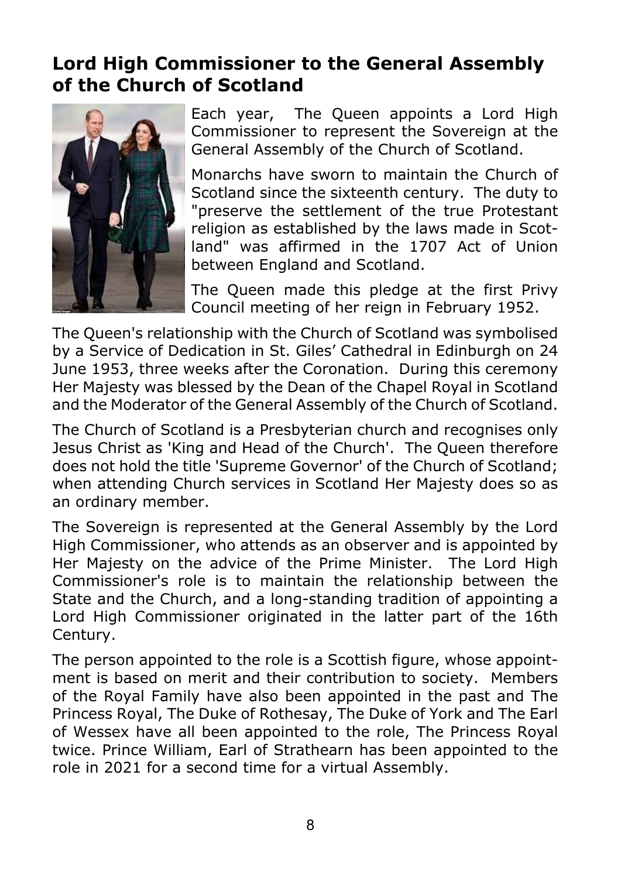## Lord High Commissioner to the General Assembly of the Church of Scotland

Each year, The Queen appoints a Lord High Commissioner to represent the Sovereign at the General Assembly of the Church of Scotland.

Monarchs have sworn to maintain the Church of Scotland since the sixteenth century. The duty to "preserve the settlement of the true Protestant religion as established by the laws made in Scotland" was affirmed in the 1707 Act of Union between England and Scotland.

The Queen made this pledge at the first Privy Council meeting of her reign in February 1952.

The Queen's relationship with the Church of Scotland was symbolised by a Service of Dedication in St. Giles' Cathedral in Edinburgh on 24 June 1953, three weeks after the Coronation. During this ceremony Her Majesty was blessed by the Dean of the Chapel Royal in Scotland and the Moderator of the General Assembly of the Church of Scotland.

The Church of Scotland is a Presbyterian church and recognises only Jesus Christ as 'King and Head of the Church'. The Queen therefore does not hold the title 'Supreme Governor' of the Church of Scotland; when attending Church services in Scotland Her Majesty does so as an ordinary member.

The Sovereign is represented at the General Assembly by the Lord High Commissioner, who attends as an observer and is appointed by Her Majesty on the advice of the Prime Minister. The Lord High Commissioner's role is to maintain the relationship between the State and the Church, and a long-standing tradition of appointing a Lord High Commissioner originated in the latter part of the 16th Century.

The person appointed to the role is a Scottish figure, whose appointment is based on merit and their contribution to society. Members of the Royal Family have also been appointed in the past and The Princess Royal, The Duke of Rothesay, The Duke of York and The Earl of Wessex have all been appointed to the role, The Princess Royal twice. Prince William, Earl of Strathearn has been appointed to the role in 2021 for a second time for a virtual Assembly.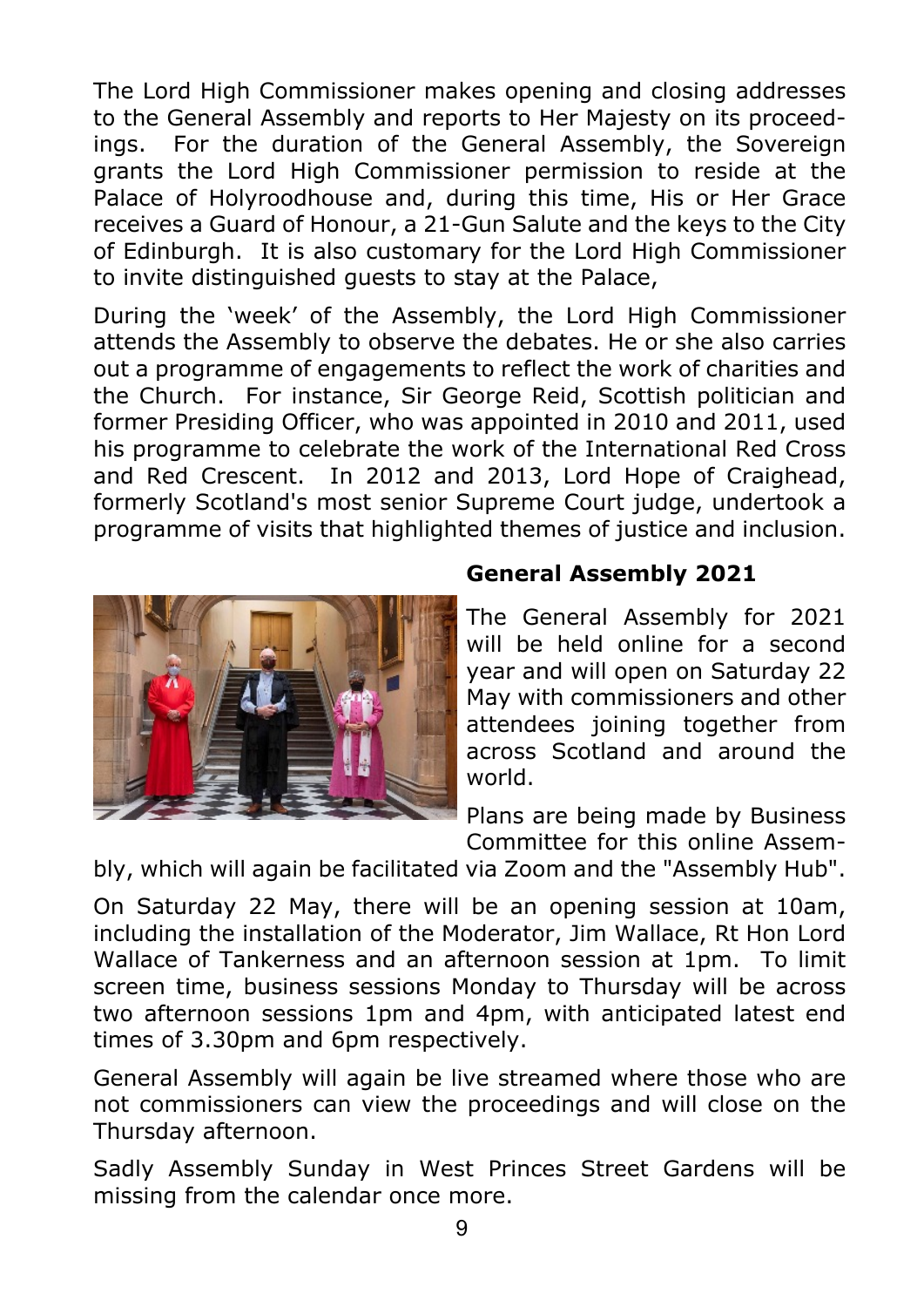The Lord High Commissioner makes opening and closing addresses to the General Assembly and reports to Her Majesty on its proceedings. For the duration of the General Assembly, the Sovereign grants the Lord High Commissioner permission to reside at the Palace of Holyroodhouse and, during this time, His or Her Grace receives a Guard of Honour, a 21-Gun Salute and the keys to the City of Edinburgh. It is also customary for the Lord High Commissioner to invite distinguished guests to stay at the Palace,

During the 'week' of the Assembly, the Lord High Commissioner attends the Assembly to observe the debates. He or she also carries out a programme of engagements to reflect the work of charities and the Church. For instance, Sir George Reid, Scottish politician and former Presiding Officer, who was appointed in 2010 and 2011, used his programme to celebrate the work of the International Red Cross and Red Crescent. In 2012 and 2013, Lord Hope of Craighead, formerly Scotland's most senior Supreme Court judge, undertook a programme of visits that highlighted themes of justice and inclusion.

## General Assembly 2021

The General Assembly for 2021 will be held online for a second year and will open on Saturday 22 May with commissioners and other attendees joining together from across Scotland and around the world.

Plans are being made by Business Committee for this online Assembly, which will again be facilitated via Zoom and the "Assembly Hub".

On Saturday 22 May, there will be an opening session at 10am, including the installation of the Moderator, Jim Wallace, Rt Hon Lord Wallace of Tankerness and an afternoon session at 1pm. To limit screen time, business sessions Monday to Thursday will be across two afternoon sessions 1pm and 4pm, with anticipated latest end times of 3.30pm and 6pm respectively.

General Assembly will again be live streamed where those who are not commissioners can view the proceedings and will close on the Thursday afternoon.

Sadly Assembly Sunday in West Princes Street Gardens will be missing from the calendar once more.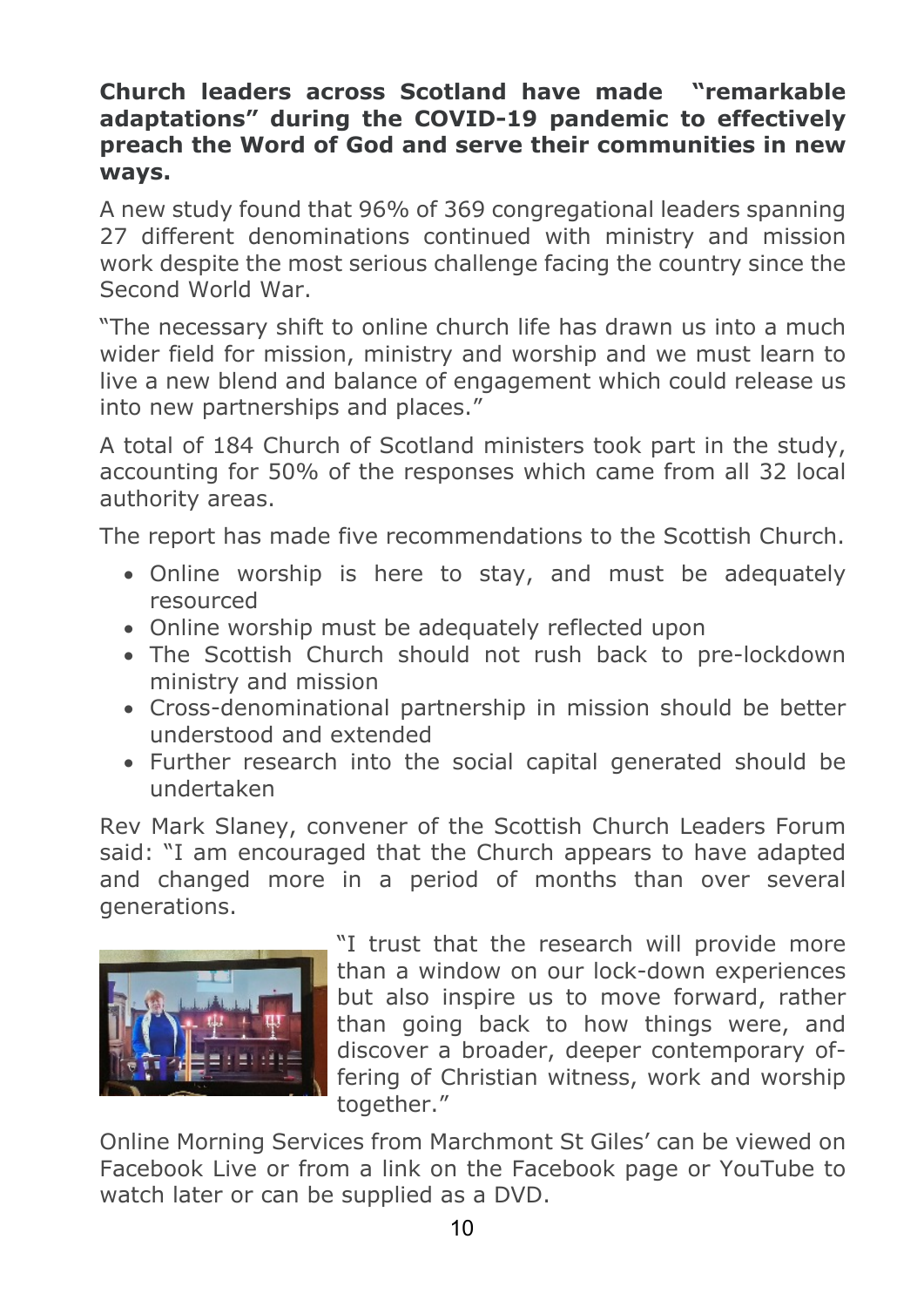**Church leaders across Scotland have made "remarkable adaptations" during the COVID-19 pandemic to effectively preach the Word of God and serve their communities in new ways.**

A new study found that 96% of 369 congregational leaders spanning 27 different denominations continued with ministry and mission work despite the most serious challenge facing the country since the Second World War.

"The necessary shift to online church life has drawn us into a much wider field for mission, ministry and worship and we must learn to live a new blend and balance of engagement which could release us into new partnerships and places."

A total of 184 Church of Scotland ministers took part in the study, accounting for 50% of the responses which came from all 32 local authority areas.

The report has made five recommendations to the Scottish Church.

- Online worship is here to stay, and must be adequately resourced
- Online worship must be adequately reflected upon
- The Scottish Church should not rush back to pre-lockdown ministry and mission
- Cross-denominational partnership in mission should be better understood and extended
- Further research into the social capital generated should be undertaken

Rev Mark Slaney, convener of the Scottish Church Leaders Forum said: "I am encouraged that the Church appears to have adapted and changed more in a period of months than over several generations.

"I trust that the research will provide more than a window on our lock-down experiences but also inspire us to move forward, rather than going back to how things were, and discover a broader, deeper contemporary offering of Christian witness, work and worship together."

Online Morning Services from Marchmont St Giles' can be viewed on Facebook Live or from a link on the Facebook page or YouTube to watch later or can be supplied as a DVD.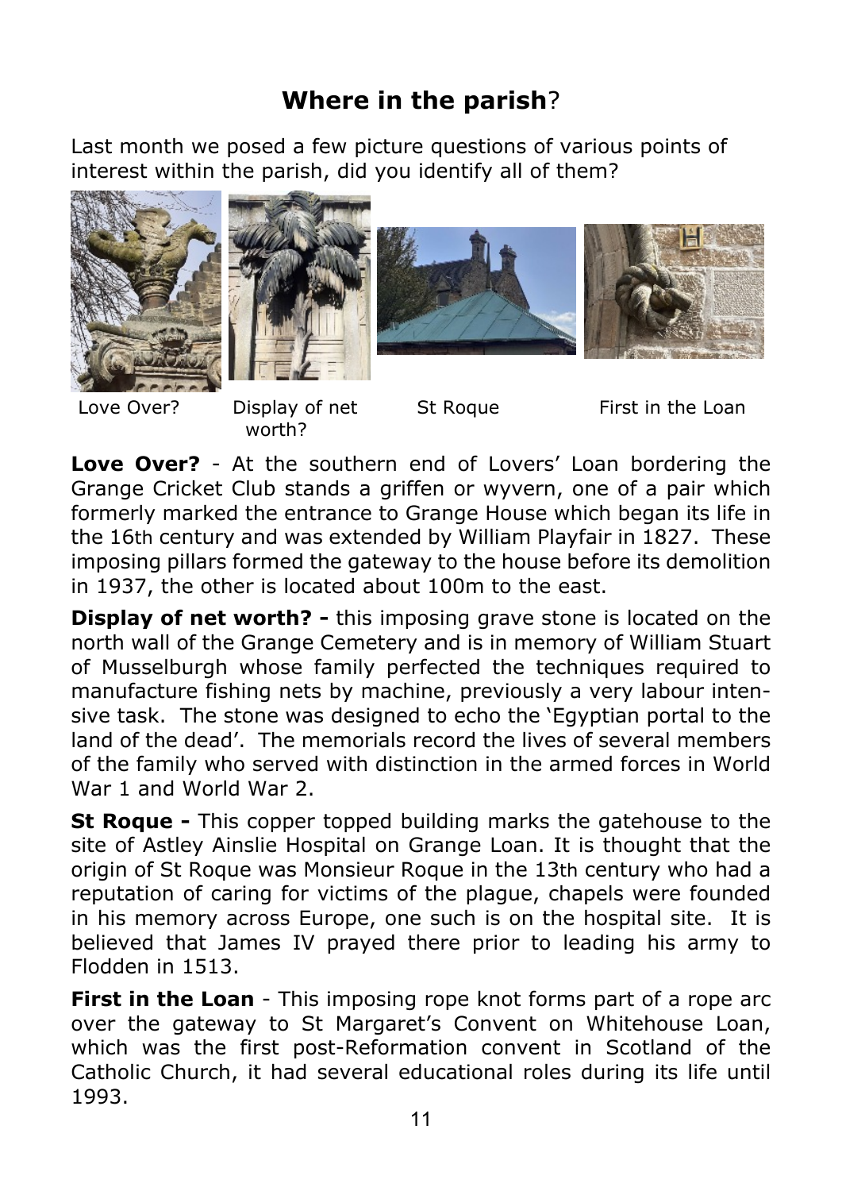# **Where in the parish**?

Last month we posed a few picture questions of various points of interest within the parish, did you identify all of them?

Love Over? Display of net worth? St Roque First in the Loan

**Love Over?** - At the southern end of Lovers' Loan bordering the Grange Cricket Club stands a griffen or wyvern, one of a pair which formerly marked the entrance to Grange House which began its life in the 16th century and was extended by William Playfair in 1827. These imposing pillars formed the gateway to the house before its demolition in 1937, the other is located about 100m to the east.

**Display of net worth? -** this imposing grave stone is located on the north wall of the Grange Cemetery and is in memory of William Stuart of Musselburgh whose family perfected the techniques required to manufacture fishing nets by machine, previously a very labour intensive task. The stone was designed to echo the 'Egyptian portal to the land of the dead'. The memorials record the lives of several members of the family who served with distinction in the armed forces in World War 1 and World War 2.

**St Roque -** This copper topped building marks the gatehouse to the site of Astley Ainslie Hospital on Grange Loan. It is thought that the origin of St Roque was Monsieur Roque in the 13th century who had a reputation of caring for victims of the plague, chapels were founded in his memory across Europe, one such is on the hospital site. It is believed that James IV prayed there prior to leading his army to Flodden in 1513.

**First in the Loan** - This imposing rope knot forms part of a rope arc over the gateway to St Margaret's Convent on Whitehouse Loan, which was the first post-Reformation convent in Scotland of the Catholic Church, it had several educational roles during its life until 1993.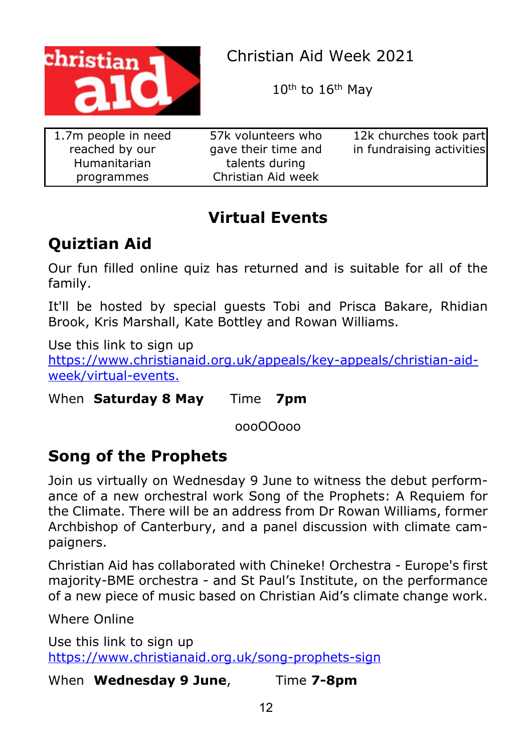# Christian Aid Week 2021

10th to 16th May

| 1.7m people in need reached by our Humanitarian programmes | 57k volunteers who gave their time and talents during Christian Aid week | 12k churches took part in fundraising activities |
|---|---|---|

## Virtual Events

### Quiztian Aid

Our fun filled online quiz has returned and is suitable for all of the family.

It'll be hosted by special guests Tobi and Prisca Bakare, Rhidian Brook, Kris Marshall, Kate Bottley and Rowan Williams.

Use this link to sign up
https://www.christianaid.org.uk/appeals/key-appeals/christian-aid-week/virtual-events.

When **Saturday 8 May** Time **7pm**

oooOOooo

### Song of the Prophets

Join us virtually on Wednesday 9 June to witness the debut performance of a new orchestral work Song of the Prophets: A Requiem for the Climate. There will be an address from Dr Rowan Williams, former Archbishop of Canterbury, and a panel discussion with climate campaigners.

Christian Aid has collaborated with Chineke! Orchestra - Europe's first majority-BME orchestra - and St Paul's Institute, on the performance of a new piece of music based on Christian Aid's climate change work.

Where Online

Use this link to sign up
https://www.christianaid.org.uk/song-prophets-sign

When **Wednesday 9 June**, Time **7-8pm**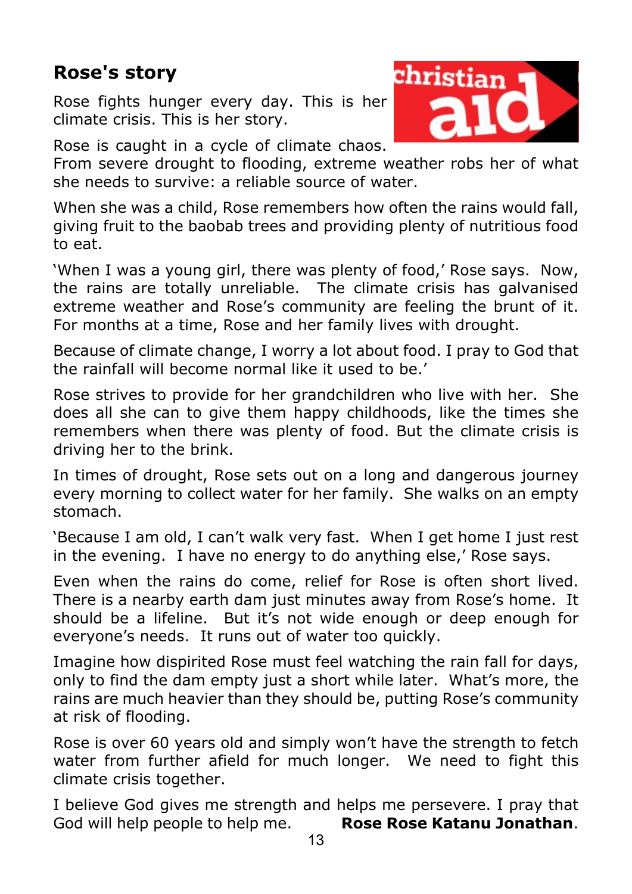## Rose's story

Rose fights hunger every day. This is her climate crisis. This is her story.

Rose is caught in a cycle of climate chaos. From severe drought to flooding, extreme weather robs her of what she needs to survive: a reliable source of water.

When she was a child, Rose remembers how often the rains would fall, giving fruit to the baobab trees and providing plenty of nutritious food to eat.

'When I was a young girl, there was plenty of food,' Rose says. Now, the rains are totally unreliable. The climate crisis has galvanised extreme weather and Rose's community are feeling the brunt of it. For months at a time, Rose and her family lives with drought.

Because of climate change, I worry a lot about food. I pray to God that the rainfall will become normal like it used to be.'

Rose strives to provide for her grandchildren who live with her. She does all she can to give them happy childhoods, like the times she remembers when there was plenty of food. But the climate crisis is driving her to the brink.

In times of drought, Rose sets out on a long and dangerous journey every morning to collect water for her family. She walks on an empty stomach.

'Because I am old, I can't walk very fast. When I get home I just rest in the evening. I have no energy to do anything else,' Rose says.

Even when the rains do come, relief for Rose is often short lived. There is a nearby earth dam just minutes away from Rose's home. It should be a lifeline. But it's not wide enough or deep enough for everyone's needs. It runs out of water too quickly.

Imagine how dispirited Rose must feel watching the rain fall for days, only to find the dam empty just a short while later. What's more, the rains are much heavier than they should be, putting Rose's community at risk of flooding.

Rose is over 60 years old and simply won't have the strength to fetch water from further afield for much longer. We need to fight this climate crisis together.

I believe God gives me strength and helps me persevere. I pray that God will help people to help me. **Rose Rose Katanu Jonathan**.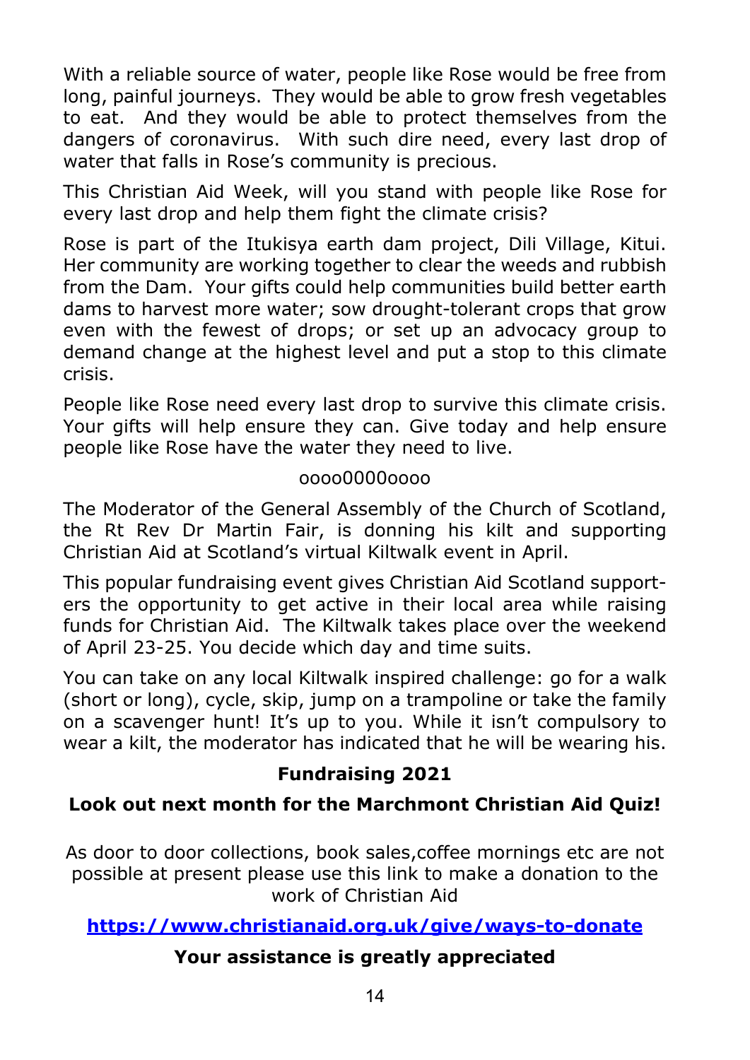With a reliable source of water, people like Rose would be free from long, painful journeys. They would be able to grow fresh vegetables to eat. And they would be able to protect themselves from the dangers of coronavirus. With such dire need, every last drop of water that falls in Rose's community is precious.

This Christian Aid Week, will you stand with people like Rose for every last drop and help them fight the climate crisis?

Rose is part of the Itukisya earth dam project, Dili Village, Kitui. Her community are working together to clear the weeds and rubbish from the Dam. Your gifts could help communities build better earth dams to harvest more water; sow drought-tolerant crops that grow even with the fewest of drops; or set up an advocacy group to demand change at the highest level and put a stop to this climate crisis.

People like Rose need every last drop to survive this climate crisis. Your gifts will help ensure they can. Give today and help ensure people like Rose have the water they need to live.

oooo0000oooo

The Moderator of the General Assembly of the Church of Scotland, the Rt Rev Dr Martin Fair, is donning his kilt and supporting Christian Aid at Scotland's virtual Kiltwalk event in April.

This popular fundraising event gives Christian Aid Scotland supporters the opportunity to get active in their local area while raising funds for Christian Aid. The Kiltwalk takes place over the weekend of April 23-25. You decide which day and time suits.

You can take on any local Kiltwalk inspired challenge: go for a walk (short or long), cycle, skip, jump on a trampoline or take the family on a scavenger hunt! It's up to you. While it isn't compulsory to wear a kilt, the moderator has indicated that he will be wearing his.

**Fundraising 2021**

**Look out next month for the Marchmont Christian Aid Quiz!**

As door to door collections, book sales,coffee mornings etc are not possible at present please use this link to make a donation to the work of Christian Aid

**https://www.christianaid.org.uk/give/ways-to-donate**

**Your assistance is greatly appreciated**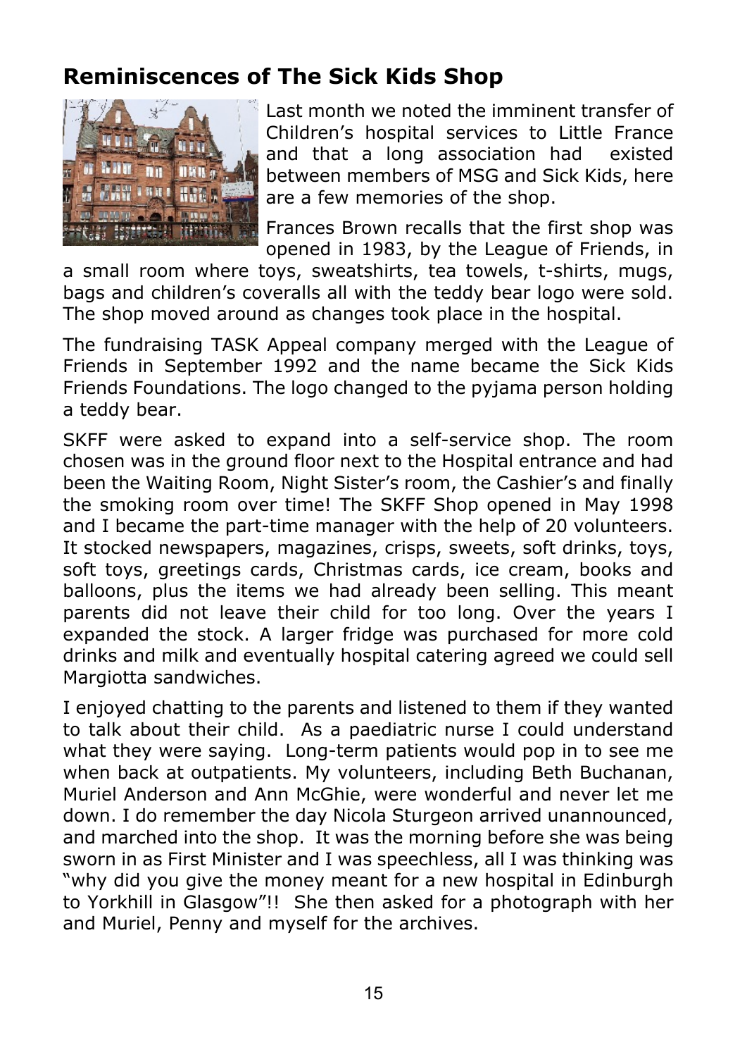## Reminiscences of The Sick Kids Shop

Last month we noted the imminent transfer of Children's hospital services to Little France and that a long association had existed between members of MSG and Sick Kids, here are a few memories of the shop.

Frances Brown recalls that the first shop was opened in 1983, by the League of Friends, in a small room where toys, sweatshirts, tea towels, t-shirts, mugs, bags and children's coveralls all with the teddy bear logo were sold. The shop moved around as changes took place in the hospital.

The fundraising TASK Appeal company merged with the League of Friends in September 1992 and the name became the Sick Kids Friends Foundations. The logo changed to the pyjama person holding a teddy bear.

SKFF were asked to expand into a self-service shop. The room chosen was in the ground floor next to the Hospital entrance and had been the Waiting Room, Night Sister's room, the Cashier's and finally the smoking room over time! The SKFF Shop opened in May 1998 and I became the part-time manager with the help of 20 volunteers. It stocked newspapers, magazines, crisps, sweets, soft drinks, toys, soft toys, greetings cards, Christmas cards, ice cream, books and balloons, plus the items we had already been selling. This meant parents did not leave their child for too long. Over the years I expanded the stock. A larger fridge was purchased for more cold drinks and milk and eventually hospital catering agreed we could sell Margiotta sandwiches.

I enjoyed chatting to the parents and listened to them if they wanted to talk about their child. As a paediatric nurse I could understand what they were saying. Long-term patients would pop in to see me when back at outpatients. My volunteers, including Beth Buchanan, Muriel Anderson and Ann McGhie, were wonderful and never let me down. I do remember the day Nicola Sturgeon arrived unannounced, and marched into the shop. It was the morning before she was being sworn in as First Minister and I was speechless, all I was thinking was "why did you give the money meant for a new hospital in Edinburgh to Yorkhill in Glasgow"!! She then asked for a photograph with her and Muriel, Penny and myself for the archives.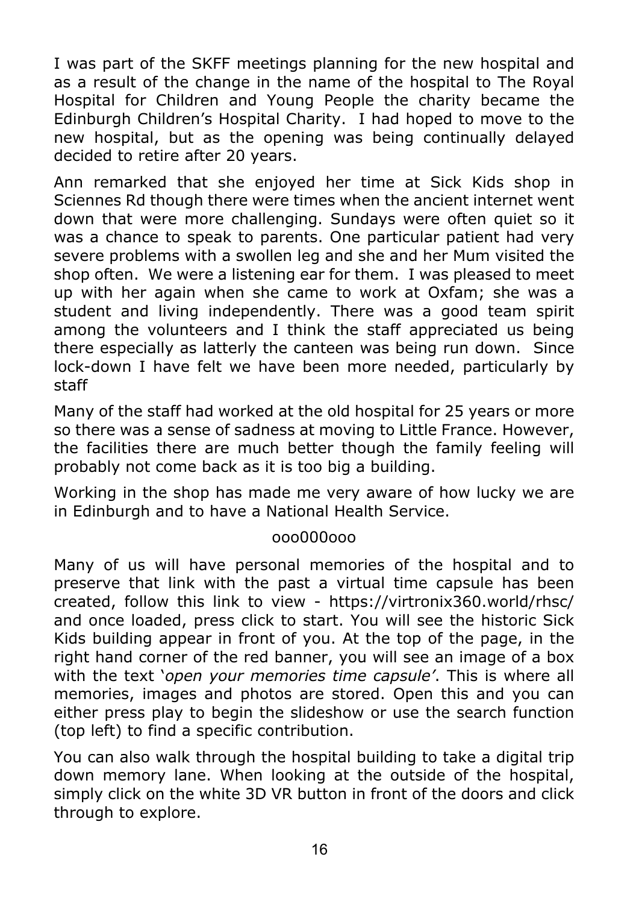I was part of the SKFF meetings planning for the new hospital and as a result of the change in the name of the hospital to The Royal Hospital for Children and Young People the charity became the Edinburgh Children's Hospital Charity. I had hoped to move to the new hospital, but as the opening was being continually delayed decided to retire after 20 years.

Ann remarked that she enjoyed her time at Sick Kids shop in Sciennes Rd though there were times when the ancient internet went down that were more challenging. Sundays were often quiet so it was a chance to speak to parents. One particular patient had very severe problems with a swollen leg and she and her Mum visited the shop often. We were a listening ear for them. I was pleased to meet up with her again when she came to work at Oxfam; she was a student and living independently. There was a good team spirit among the volunteers and I think the staff appreciated us being there especially as latterly the canteen was being run down. Since lock-down I have felt we have been more needed, particularly by staff

Many of the staff had worked at the old hospital for 25 years or more so there was a sense of sadness at moving to Little France. However, the facilities there are much better though the family feeling will probably not come back as it is too big a building.

Working in the shop has made me very aware of how lucky we are in Edinburgh and to have a National Health Service.

ooo000ooo

Many of us will have personal memories of the hospital and to preserve that link with the past a virtual time capsule has been created, follow this link to view - https://virtronix360.world/rhsc/ and once loaded, press click to start. You will see the historic Sick Kids building appear in front of you. At the top of the page, in the right hand corner of the red banner, you will see an image of a box with the text '*open your memories time capsule*'. This is where all memories, images and photos are stored. Open this and you can either press play to begin the slideshow or use the search function (top left) to find a specific contribution.

You can also walk through the hospital building to take a digital trip down memory lane. When looking at the outside of the hospital, simply click on the white 3D VR button in front of the doors and click through to explore.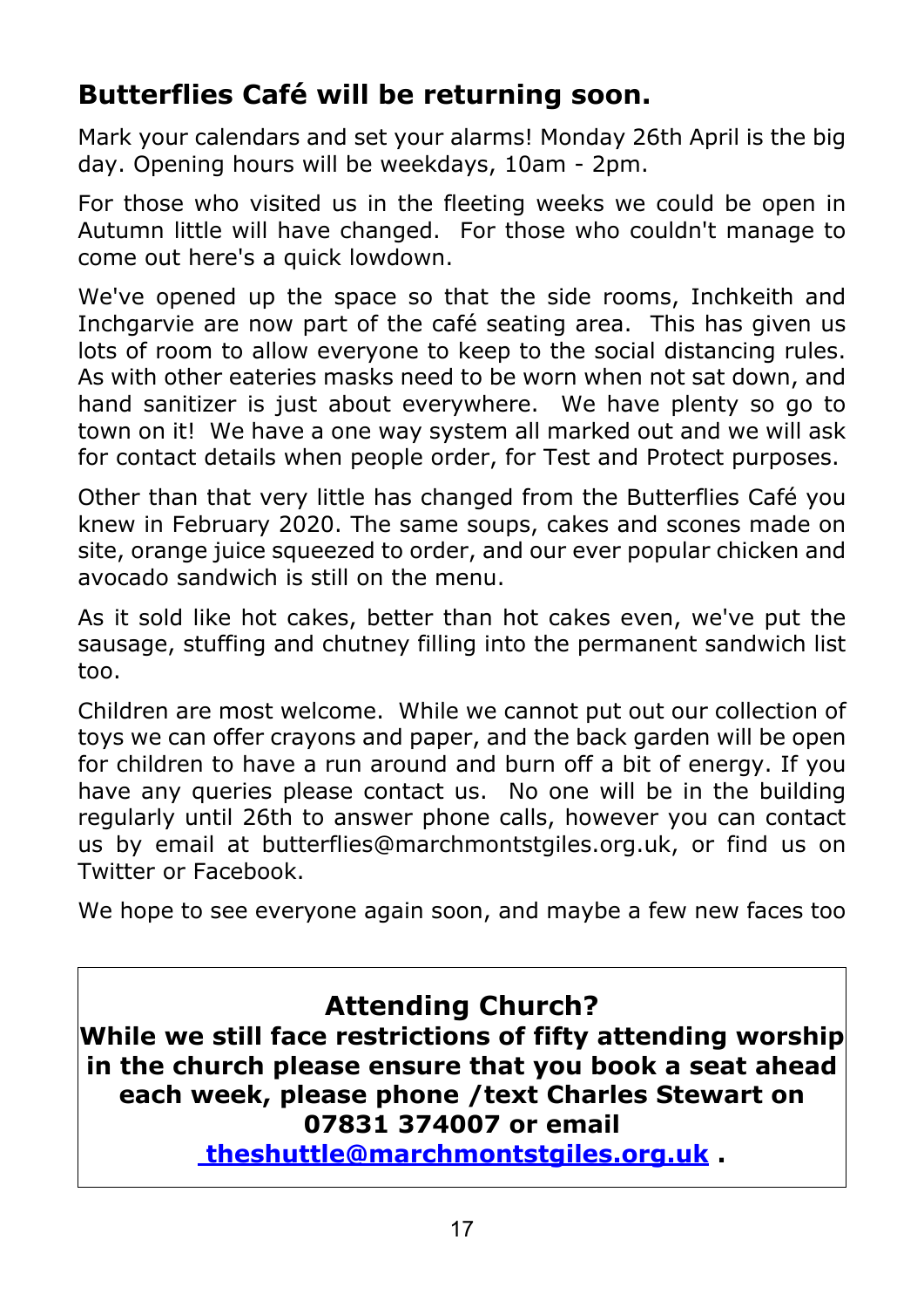## Butterflies Café will be returning soon.

Mark your calendars and set your alarms! Monday 26th April is the big day. Opening hours will be weekdays, 10am - 2pm.

For those who visited us in the fleeting weeks we could be open in Autumn little will have changed. For those who couldn't manage to come out here's a quick lowdown.

We've opened up the space so that the side rooms, Inchkeith and Inchgarvie are now part of the café seating area. This has given us lots of room to allow everyone to keep to the social distancing rules. As with other eateries masks need to be worn when not sat down, and hand sanitizer is just about everywhere. We have plenty so go to town on it! We have a one way system all marked out and we will ask for contact details when people order, for Test and Protect purposes.

Other than that very little has changed from the Butterflies Café you knew in February 2020. The same soups, cakes and scones made on site, orange juice squeezed to order, and our ever popular chicken and avocado sandwich is still on the menu.

As it sold like hot cakes, better than hot cakes even, we've put the sausage, stuffing and chutney filling into the permanent sandwich list too.

Children are most welcome. While we cannot put out our collection of toys we can offer crayons and paper, and the back garden will be open for children to have a run around and burn off a bit of energy. If you have any queries please contact us. No one will be in the building regularly until 26th to answer phone calls, however you can contact us by email at butterflies@marchmontstgiles.org.uk, or find us on Twitter or Facebook.

We hope to see everyone again soon, and maybe a few new faces too

---

**Attending Church?**

**While we still face restrictions of fifty attending worship in the church please ensure that you book a seat ahead each week, please phone /text Charles Stewart on 07831 374007 or email theshuttle@marchmontstgiles.org.uk .**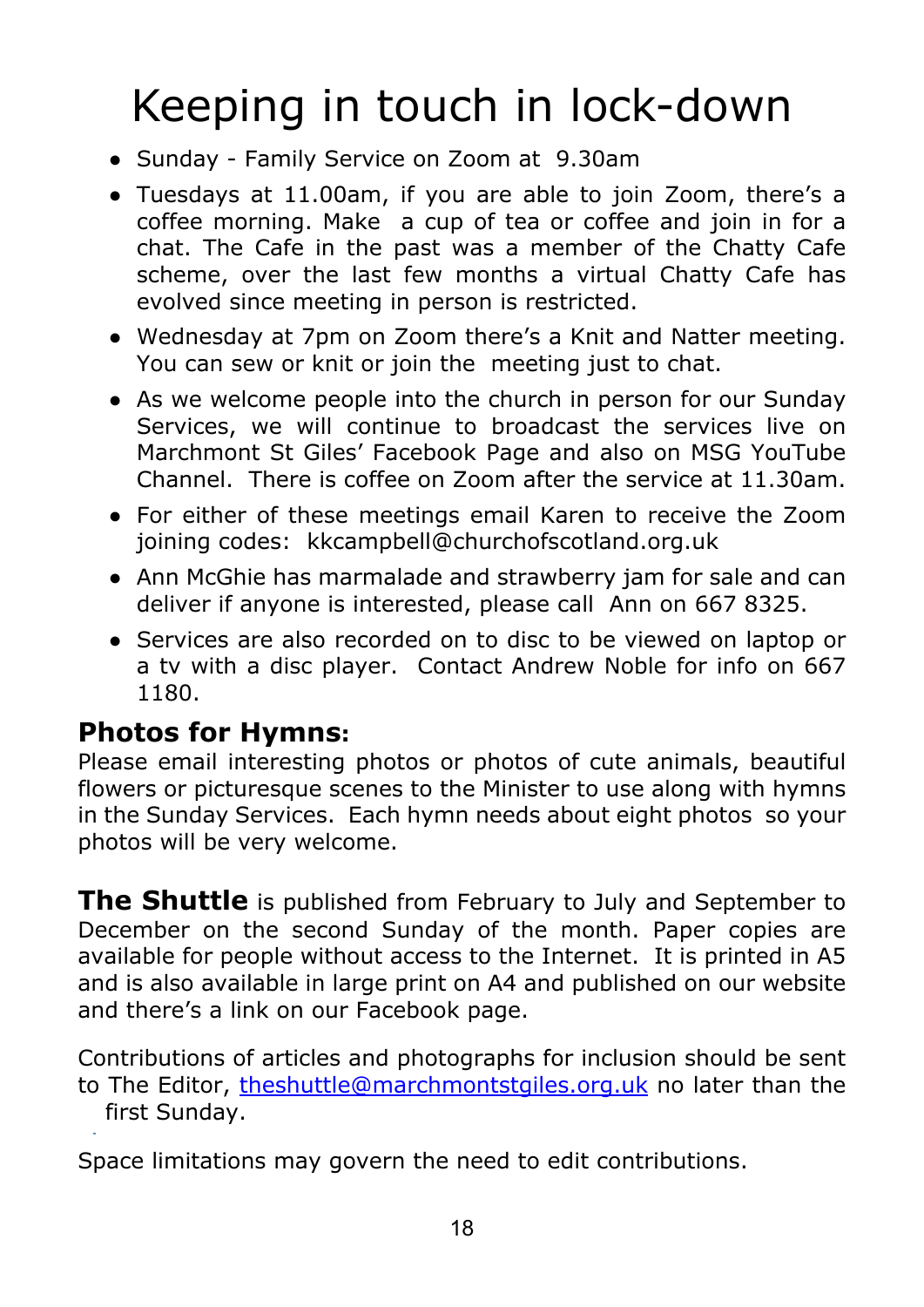# Keeping in touch in lock-down

- Sunday - Family Service on Zoom at 9.30am
- Tuesdays at 11.00am, if you are able to join Zoom, there's a coffee morning. Make a cup of tea or coffee and join in for a chat. The Cafe in the past was a member of the Chatty Cafe scheme, over the last few months a virtual Chatty Cafe has evolved since meeting in person is restricted.
- Wednesday at 7pm on Zoom there's a Knit and Natter meeting. You can sew or knit or join the meeting just to chat.
- As we welcome people into the church in person for our Sunday Services, we will continue to broadcast the services live on Marchmont St Giles' Facebook Page and also on MSG YouTube Channel. There is coffee on Zoom after the service at 11.30am.
- For either of these meetings email Karen to receive the Zoom joining codes: kkcampbell@churchofscotland.org.uk
- Ann McGhie has marmalade and strawberry jam for sale and can deliver if anyone is interested, please call Ann on 667 8325.
- Services are also recorded on to disc to be viewed on laptop or a tv with a disc player. Contact Andrew Noble for info on 667 1180.

## Photos for Hymns:

Please email interesting photos or photos of cute animals, beautiful flowers or picturesque scenes to the Minister to use along with hymns in the Sunday Services. Each hymn needs about eight photos so your photos will be very welcome.

**The Shuttle** is published from February to July and September to December on the second Sunday of the month. Paper copies are available for people without access to the Internet. It is printed in A5 and is also available in large print on A4 and published on our website and there's a link on our Facebook page.

Contributions of articles and photographs for inclusion should be sent to The Editor, theshuttle@marchmontstgiles.org.uk no later than the first Sunday.

Space limitations may govern the need to edit contributions.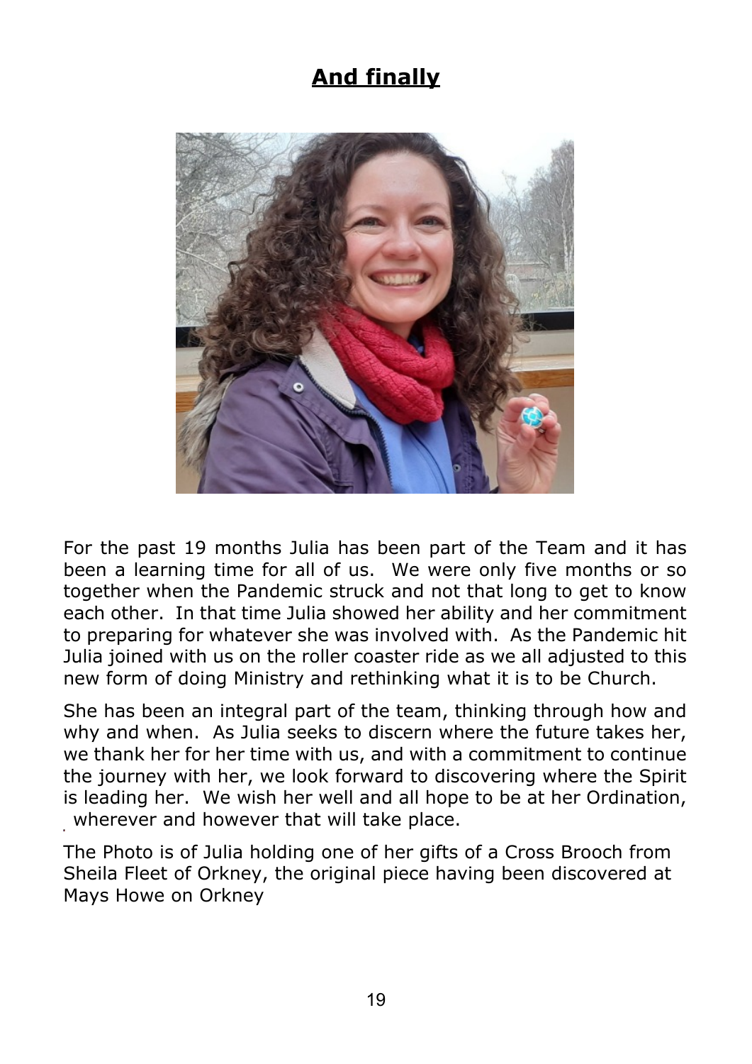## **And finally**

For the past 19 months Julia has been part of the Team and it has been a learning time for all of us. We were only five months or so together when the Pandemic struck and not that long to get to know each other. In that time Julia showed her ability and her commitment to preparing for whatever she was involved with. As the Pandemic hit Julia joined with us on the roller coaster ride as we all adjusted to this new form of doing Ministry and rethinking what it is to be Church.

She has been an integral part of the team, thinking through how and why and when. As Julia seeks to discern where the future takes her, we thank her for her time with us, and with a commitment to continue the journey with her, we look forward to discovering where the Spirit is leading her. We wish her well and all hope to be at her Ordination, wherever and however that will take place.

The Photo is of Julia holding one of her gifts of a Cross Brooch from Sheila Fleet of Orkney, the original piece having been discovered at Mays Howe on Orkney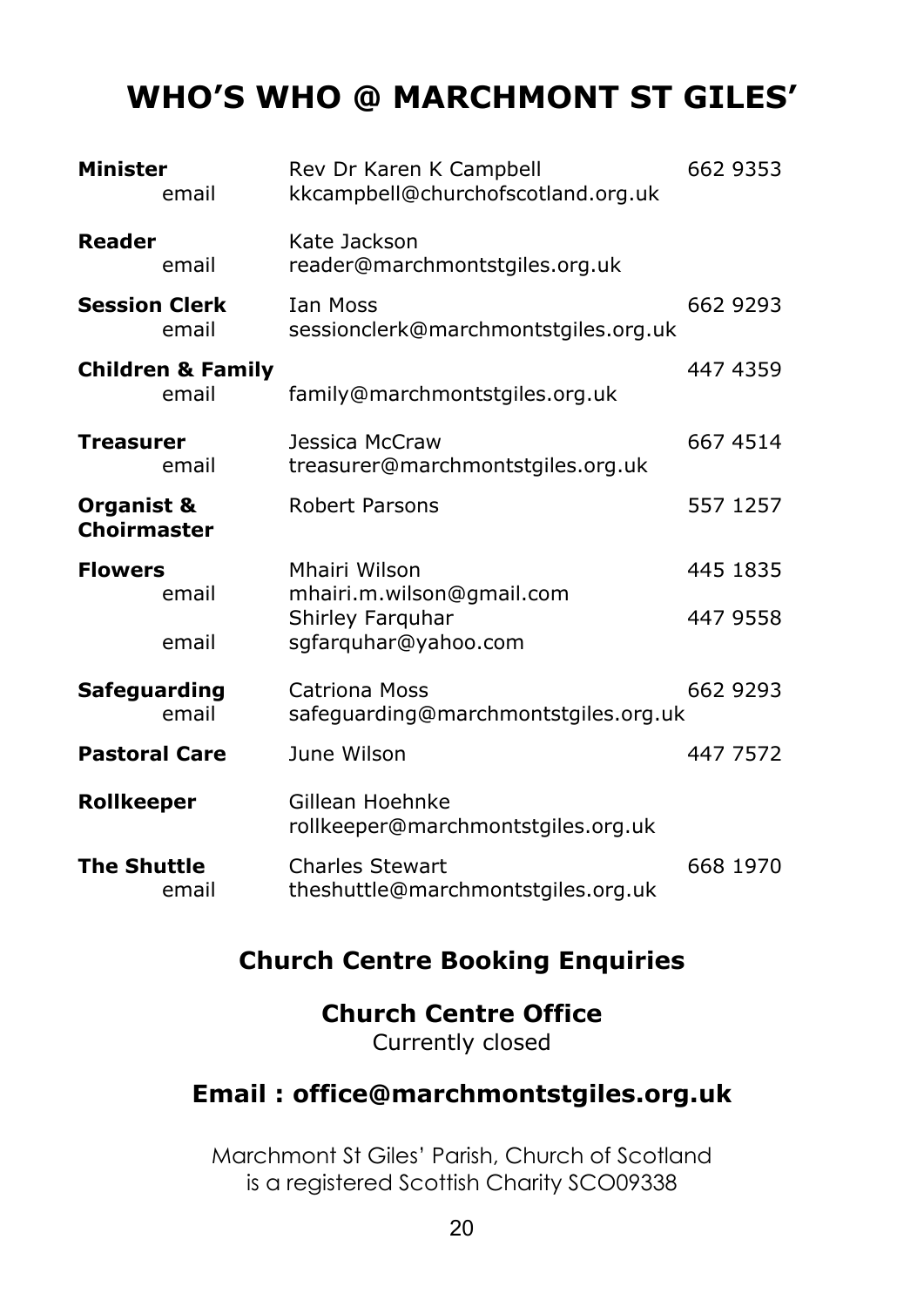# WHO'S WHO @ MARCHMONT ST GILES'

| | | |
|---|---|---|
| **Minister** | Rev Dr Karen K Campbell | 662 9353 |
| email | kkcampbell@churchofscotland.org.uk | |
| **Reader** | Kate Jackson | |
| email | reader@marchmontstgiles.org.uk | |
| **Session Clerk** | Ian Moss | 662 9293 |
| email | sessionclerk@marchmontstgiles.org.uk | |
| **Children & Family** | | 447 4359 |
| email | family@marchmontstgiles.org.uk | |
| **Treasurer** | Jessica McCraw | 667 4514 |
| email | treasurer@marchmontstgiles.org.uk | |
| **Organist & Choirmaster** | Robert Parsons | 557 1257 |
| **Flowers** | Mhairi Wilson | 445 1835 |
| email | mhairi.m.wilson@gmail.com | |
| | Shirley Farquhar | 447 9558 |
| email | sgfarquhar@yahoo.com | |
| **Safeguarding** | Catriona Moss | 662 9293 |
| email | safeguarding@marchmontstgiles.org.uk | |
| **Pastoral Care** | June Wilson | 447 7572 |
| **Rollkeeper** | Gillean Hoehnke | |
| | rollkeeper@marchmontstgiles.org.uk | |
| **The Shuttle** | Charles Stewart | 668 1970 |
| email | theshuttle@marchmontstgiles.org.uk | |

## Church Centre Booking Enquiries

### Church Centre Office

Currently closed

### Email : office@marchmontstgiles.org.uk

Marchmont St Giles' Parish, Church of Scotland
is a registered Scottish Charity SCO09338